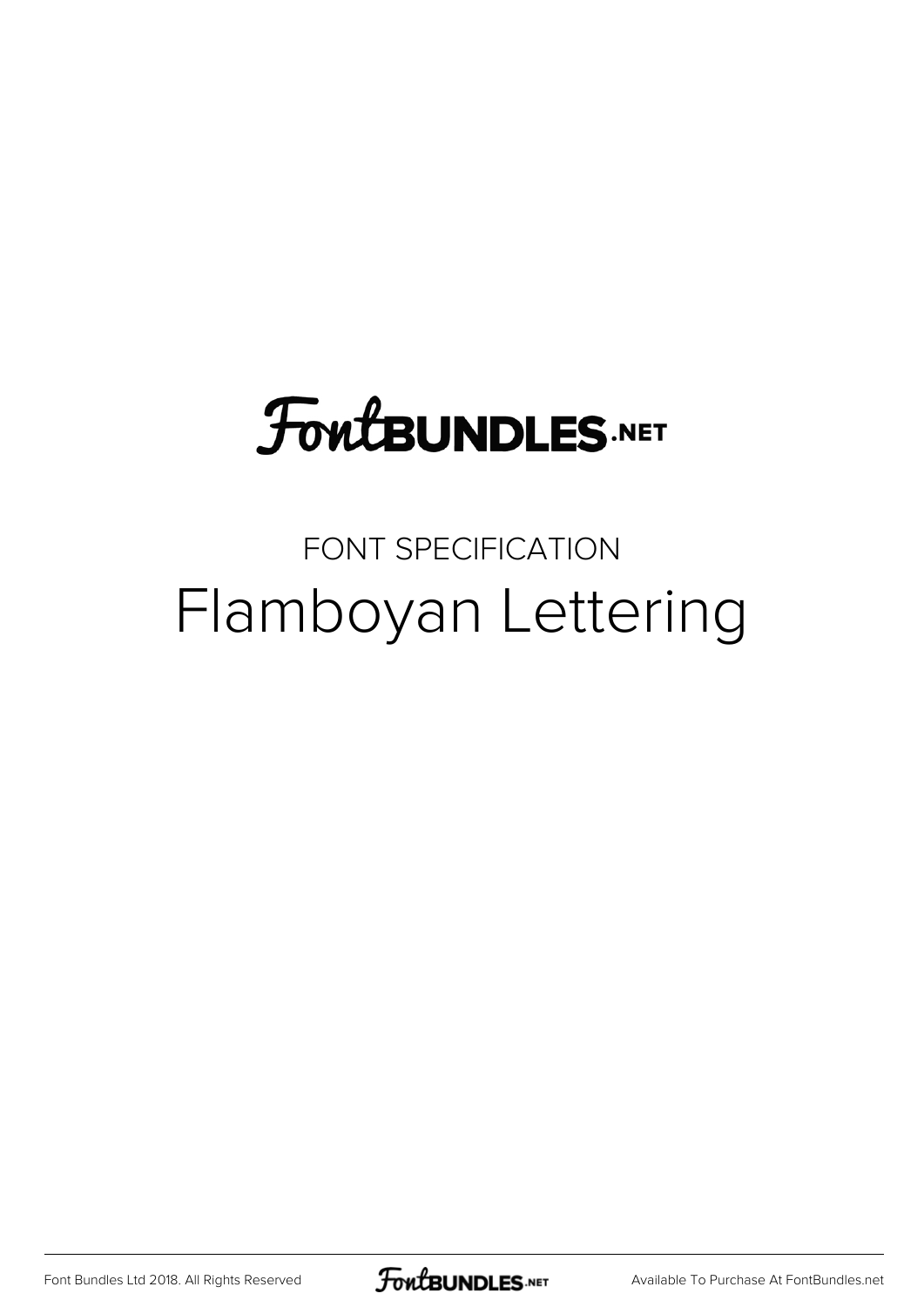FontBUNDLES.NET

FONT SPECIFICATION

# Flamboyan Lettering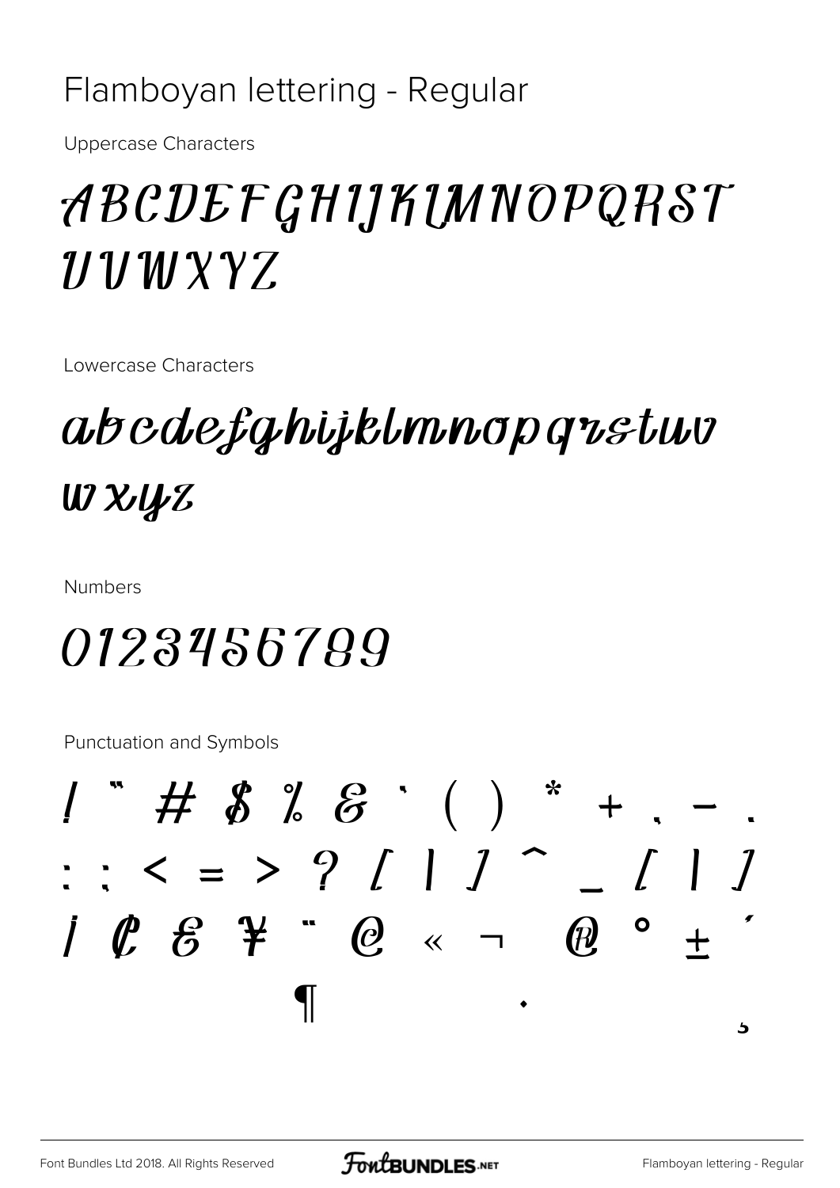# Flamboyan lettering - Regular

Uppercase Characters

ABCDEFGHIJKLMNOPQRST
UVWXYZ

Lowercase Characters

abcdefghijklmnopqrstuv
wxyz

Numbers

0123456789

Punctuation and Symbols

! " # $ % & ' ( ) * + , - .
: ; < = > ? [ | ] ^ _ { | }
¡ ¢ £ ¥ ¨ © « ¬ ® ° ± ´
¶ · ¸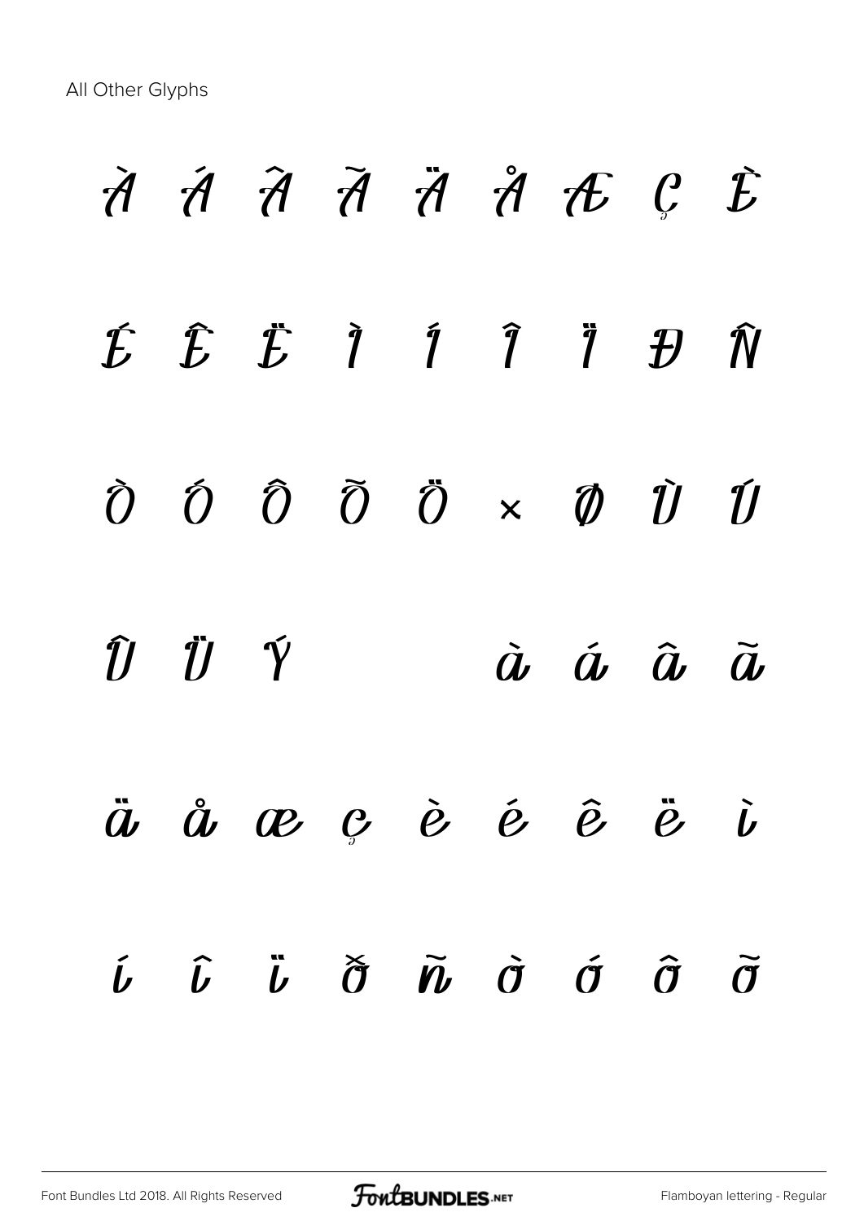All Other Glyphs

À Á Â Ã Ä Å Æ Ç È

É Ê Ë Ì Í Î Ï Ð Ñ

Ò Ó Ô Õ Ö × Ø Ù Ú

Û Ü Ý à á â ã

ä å æ ç è é ê ë ì

í î ï ð ñ ò ó ô õ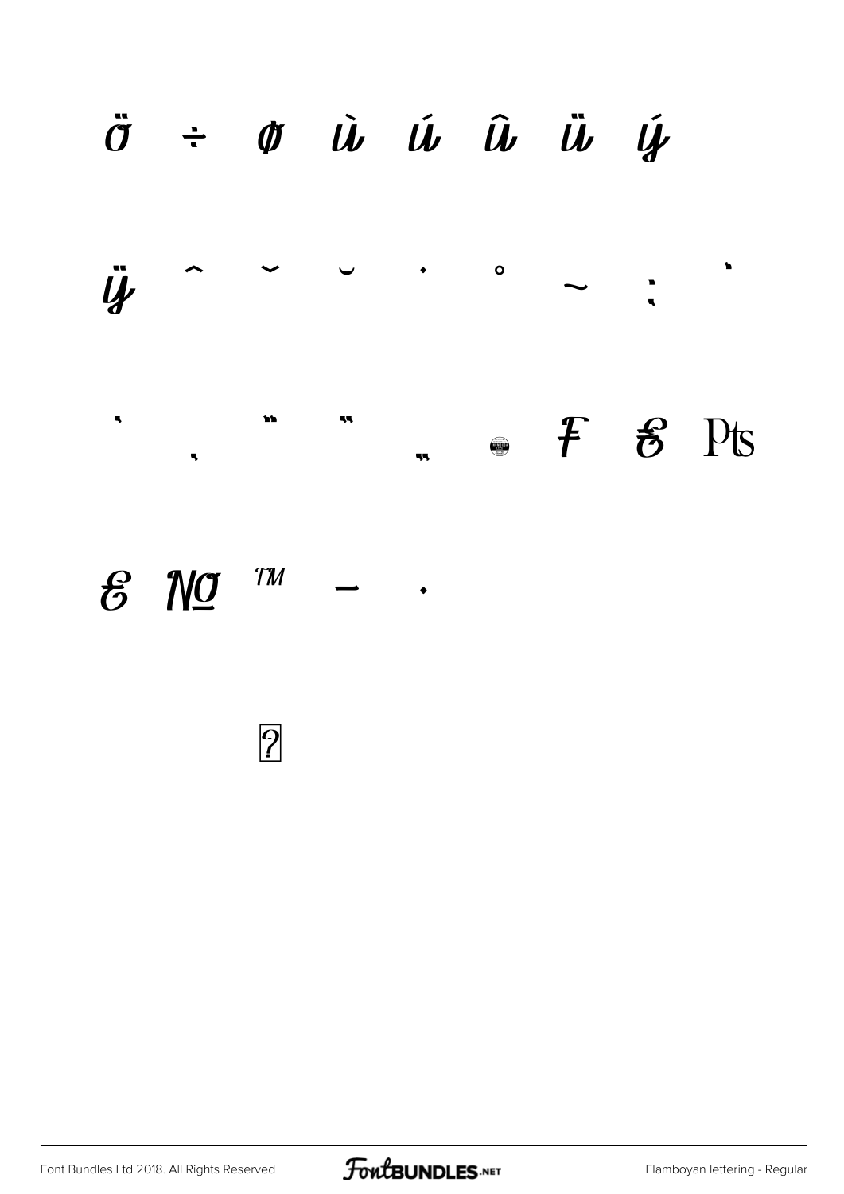ö ÷ ø ù ú û ü ý

ÿ ˆ ˇ ˘ ˙ ˚ ˜ ; ‘

’ ‚ “ ” „ • ₣ ₤ ₧

€ № ™ − ∙

?